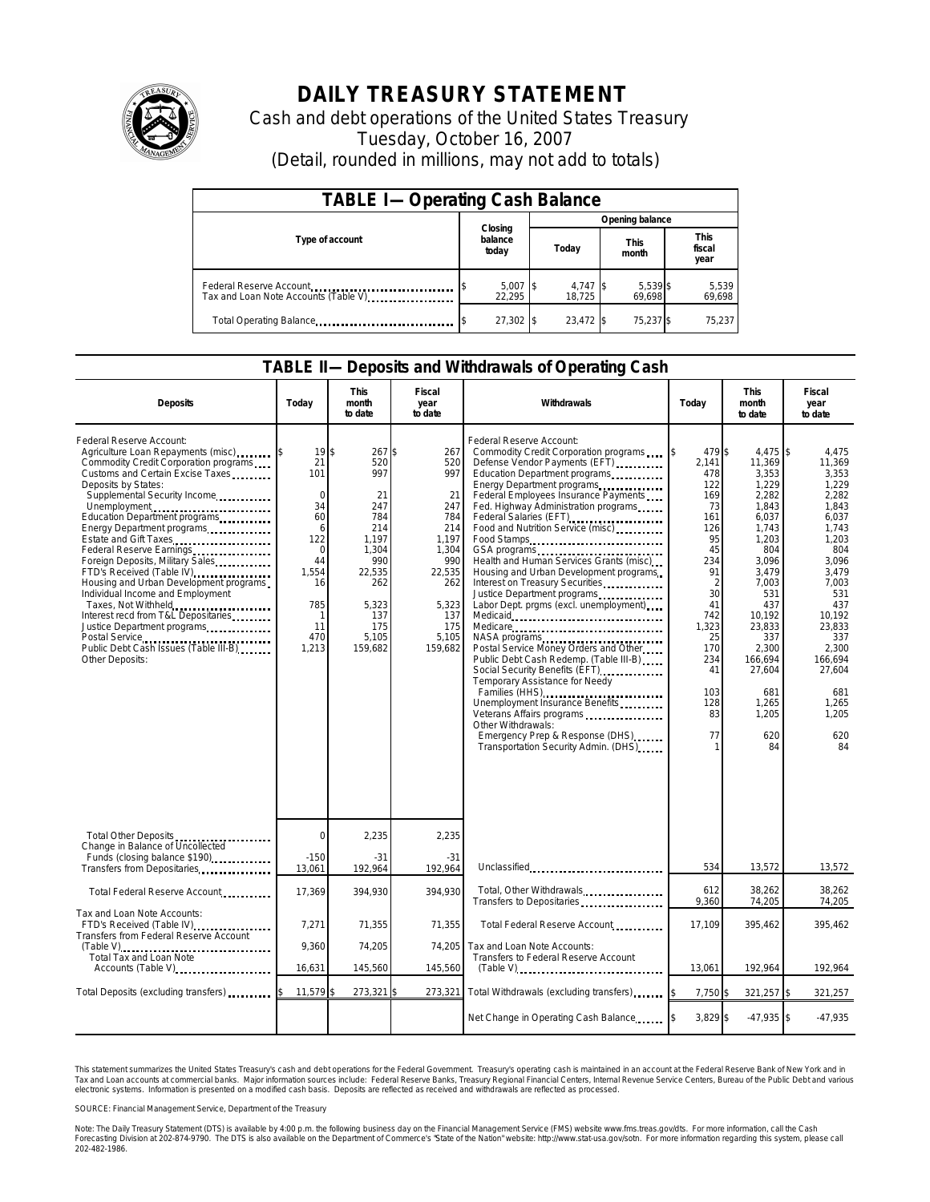# DAILY TREASURY STATEMENT

Cash and debt operations of the United States Treasury

Tuesday, October 16, 2007

(Detail, rounded in millions, may not add to totals)

## TABLE I— Operating Cash Balance

| Type of account | Closing balance today | Opening balance Today | Opening balance This month | Opening balance This fiscal year |
|---|---|---|---|---|
| Federal Reserve Account | $ 5,007 | $ 4,747 | $ 5,539 | $ 5,539 |
| Tax and Loan Note Accounts (Table V) | 22,295 | 18,725 | 69,698 | 69,698 |
| Total Operating Balance | $ 27,302 | $ 23,472 | $ 75,237 | $ 75,237 |

## TABLE II— Deposits and Withdrawals of Operating Cash

| Deposits | Today | This month to date | Fiscal year to date |
|---|---|---|---|
| Federal Reserve Account: | | | |
| Agriculture Loan Repayments (misc) | $ 19 | $ 267 | $ 267 |
| Commodity Credit Corporation programs | 21 | 520 | 520 |
| Customs and Certain Excise Taxes | 101 | 997 | 997 |
| Deposits by States: | | | |
| Supplemental Security Income | 0 | 21 | 21 |
| Unemployment | 34 | 247 | 247 |
| Education Department programs | 60 | 784 | 784 |
| Energy Department programs | 6 | 214 | 214 |
| Estate and Gift Taxes | 122 | 1,197 | 1,197 |
| Federal Reserve Earnings | 0 | 1,304 | 1,304 |
| Foreign Deposits, Military Sales | 44 | 990 | 990 |
| FTD's Received (Table IV) | 1,554 | 22,535 | 22,535 |
| Housing and Urban Development programs | 16 | 262 | 262 |
| Individual Income and Employment Taxes, Not Withheld | 785 | 5,323 | 5,323 |
| Interest recd from T&L Depositaries | 1 | 137 | 137 |
| Justice Department programs | 11 | 175 | 175 |
| Postal Service | 470 | 5,105 | 5,105 |
| Public Debt Cash Issues (Table III-B) | 1,213 | 159,682 | 159,682 |
| Other Deposits: | | | |
| Total Other Deposits | 0 | 2,235 | 2,235 |
| Change in Balance of Uncollected Funds (closing balance $190) | -150 | -31 | -31 |
| Transfers from Depositaries | 13,061 | 192,964 | 192,964 |
| Total Federal Reserve Account | 17,369 | 394,930 | 394,930 |
| Tax and Loan Note Accounts: | | | |
| FTD's Received (Table IV) | 7,271 | 71,355 | 71,355 |
| Transfers from Federal Reserve Account (Table V) | 9,360 | 74,205 | 74,205 |
| Total Tax and Loan Note Accounts (Table V) | 16,631 | 145,560 | 145,560 |
| Total Deposits (excluding transfers) | $ 11,579 | $ 273,321 | $ 273,321 |

| Withdrawals | Today | This month to date | Fiscal year to date |
|---|---|---|---|
| Federal Reserve Account: | | | |
| Commodity Credit Corporation programs | $ 479 | $ 4,475 | $ 4,475 |
| Defense Vendor Payments (EFT) | 2,141 | 11,369 | 11,369 |
| Education Department programs | 478 | 3,353 | 3,353 |
| Energy Department programs | 122 | 1,229 | 1,229 |
| Federal Employees Insurance Payments | 169 | 2,282 | 2,282 |
| Fed. Highway Administration programs | 73 | 1,843 | 1,843 |
| Federal Salaries (EFT) | 161 | 6,037 | 6,037 |
| Food and Nutrition Service (misc) | 126 | 1,743 | 1,743 |
| Food Stamps | 95 | 1,203 | 1,203 |
| GSA programs | 45 | 804 | 804 |
| Health and Human Services Grants (misc) | 234 | 3,096 | 3,096 |
| Housing and Urban Development programs | 91 | 3,479 | 3,479 |
| Interest on Treasury Securities | 2 | 7,003 | 7,003 |
| Justice Department programs | 30 | 531 | 531 |
| Labor Dept. prgms (excl. unemployment) | 41 | 437 | 437 |
| Medicaid | 742 | 10,192 | 10,192 |
| Medicare | 1,323 | 23,833 | 23,833 |
| NASA programs | 25 | 337 | 337 |
| Postal Service Money Orders and Other | 170 | 2,300 | 2,300 |
| Public Debt Cash Redemp. (Table III-B) | 234 | 166,694 | 166,694 |
| Social Security Benefits (EFT) | 41 | 27,604 | 27,604 |
| Temporary Assistance for Needy Families (HHS) | 103 | 681 | 681 |
| Unemployment Insurance Benefits | 128 | 1,265 | 1,265 |
| Veterans Affairs programs | 83 | 1,205 | 1,205 |
| Other Withdrawals: | | | |
| Emergency Prep & Response (DHS) | 77 | 620 | 620 |
| Transportation Security Admin. (DHS) | 1 | 84 | 84 |
| Unclassified | 534 | 13,572 | 13,572 |
| Total, Other Withdrawals | 612 | 38,262 | 38,262 |
| Transfers to Depositaries | 9,360 | 74,205 | 74,205 |
| Total Federal Reserve Account | 17,109 | 395,462 | 395,462 |
| Tax and Loan Note Accounts: | | | |
| Transfers to Federal Reserve Account (Table V) | 13,061 | 192,964 | 192,964 |
| Total Withdrawals (excluding transfers) | $ 7,750 | $ 321,257 | $ 321,257 |
| Net Change in Operating Cash Balance | $ 3,829 | $ -47,935 | $ -47,935 |

This statement summarizes the United States Treasury's cash and debt operations for the Federal Government. Treasury's operating cash is maintained in an account at the Federal Reserve Bank of New York and in Tax and Loan accounts at commercial banks. Major information sources include: Federal Reserve Banks, Treasury Regional Financial Centers, Internal Revenue Service Centers, Bureau of the Public Debt and various electronic systems. Information is presented on a modified cash basis. Deposits are reflected as received and withdrawals are reflected as processed.

SOURCE: Financial Management Service, Department of the Treasury

Note: The Daily Treasury Statement (DTS) is available by 4:00 p.m. the following business day on the Financial Management Service (FMS) website www.fms.treas.gov/dts. For more information, call the Cash Forecasting Division at 202-874-9790. The DTS is also available on the Department of Commerce's "State of the Nation" website: http://www.stat-usa.gov/sotn. For more information regarding this system, please call 202-482-1986.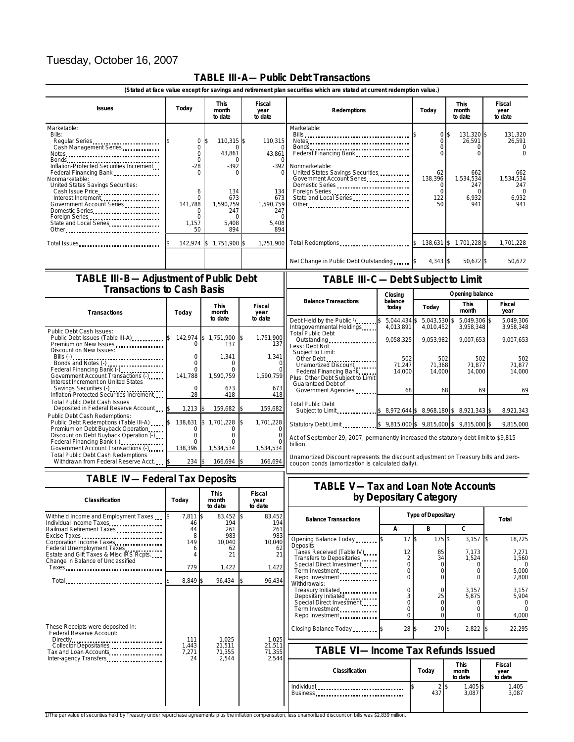Tuesday, October 16, 2007

## TABLE III-A— Public Debt Transactions

**(Stated at face value except for savings and retirement plan securities which are stated at current redemption value.)**

| Issues | Today | This month to date | Fiscal year to date | Redemptions | Today | This month to date | Fiscal year to date |
|---|---|---|---|---|---|---|---|
| Marketable: | | | | Marketable: | | | |
| Bills: | | | | Bills | $ 0 | $ 131,320 | $ 131,320 |
| Regular Series | $ 0 | $ 110,315 | $ 110,315 | Notes | 0 | 26,591 | 26,591 |
| Cash Management Series | 0 | 0 | 0 | Bonds | 0 | 0 | 0 |
| Notes | 0 | 43,861 | 43,861 | Federal Financing Bank | 0 | 0 | 0 |
| Bonds | 0 | 0 | 0 | | | | |
| Inflation-Protected Securities Increment | -28 | -392 | -392 | Nonmarketable: | | | |
| Federal Financing Bank | 0 | 0 | 0 | United States Savings Securities | 62 | 662 | 662 |
| Nonmarketable: | | | | Government Account Series | 138,396 | 1,534,534 | 1,534,534 |
| United States Savings Securities: | | | | Domestic Series | 0 | 247 | 247 |
| Cash Issue Price | 6 | 134 | 134 | Foreign Series | 0 | 0 | 0 |
| Interest Increment | 0 | 673 | 673 | State and Local Series | 122 | 6,932 | 6,932 |
| Government Account Series | 141,788 | 1,590,759 | 1,590,759 | Other | 50 | 941 | 941 |
| Domestic Series | 0 | 247 | 247 | | | | |
| Foreign Series | 0 | 0 | 0 | | | | |
| State and Local Series | 1,157 | 5,408 | 5,408 | | | | |
| Other | 50 | 894 | 894 | | | | |
| Total Issues | $ 142,974 | $ 1,751,900 | $ 1,751,900 | Total Redemptions | $ 138,631 | $ 1,701,228 | $ 1,701,228 |
| | | | | Net Change in Public Debt Outstanding | $ 4,343 | $ 50,672 | $ 50,672 |

## TABLE III-B— Adjustment of Public Debt Transactions to Cash Basis

| Transactions | Today | This month to date | Fiscal year to date |
|---|---|---|---|
| Public Debt Cash Issues: | | | |
| Public Debt Issues (Table III-A) | $ 142,974 | $ 1,751,900 | $ 1,751,900 |
| Premium on New Issues | 0 | 137 | 137 |
| Discount on New Issues: | | | |
| Bills (-) | 0 | 1,341 | 1,341 |
| Bonds and Notes (-) | 0 | 0 | 0 |
| Federal Financing Bank (-) | 0 | 0 | 0 |
| Government Account Transactions (-) | 141,788 | 1,590,759 | 1,590,759 |
| Interest Increment on United States Savings Securities (-) | 0 | 673 | 673 |
| Inflation-Protected Securities Increment | -28 | -418 | -418 |
| Total Public Debt Cash Issues Deposited in Federal Reserve Account | $ 1,213 | $ 159,682 | $ 159,682 |
| Public Debt Cash Redemptions: | | | |
| Public Debt Redemptions (Table III-A) | $ 138,631 | $ 1,701,228 | $ 1,701,228 |
| Premium on Debt Buyback Operation | 0 | 0 | 0 |
| Discount on Debt Buyback Operation (-) | 0 | 0 | 0 |
| Federal Financing Bank (-) | 0 | 0 | 0 |
| Government Account Transactions (-) | 138,396 | 1,534,534 | 1,534,534 |
| Total Public Debt Cash Redemptions Withdrawn from Federal Reserve Acct. | $ 234 | $ 166,694 | $ 166,694 |

## TABLE III-C — Debt Subject to Limit

| Balance Transactions | Closing balance today | Opening balance Today | Opening balance This month | Opening balance Fiscal year |
|---|---|---|---|---|
| Debt Held by the Public [1] | $ 5,044,434 | $ 5,043,530 | $ 5,049,306 | $ 5,049,306 |
| Intragovernmental Holdings | 4,013,891 | 4,010,452 | 3,958,348 | 3,958,348 |
| Total Public Debt Outstanding | 9,058,325 | 9,053,982 | 9,007,653 | 9,007,653 |
| Less: Debt Not Subject to Limit: | | | | |
| Other Debt | 502 | 502 | 502 | 502 |
| Unamortized Discount | 71,247 | 71,368 | 71,877 | 71,877 |
| Federal Financing Bank | 14,000 | 14,000 | 14,000 | 14,000 |
| Plus: Other Debt Subject to Limit | | | | |
| Guaranteed Debt of Government Agencies | 68 | 68 | 69 | 69 |
| Total Public Debt Subject to Limit | $ 8,972,644 | $ 8,968,180 | $ 8,921,343 | $ 8,921,343 |
| Statutory Debt Limit | $ 9,815,000 | $ 9,815,000 | $ 9,815,000 | $ 9,815,000 |

Act of September 29, 2007, permanently increased the statutory debt limit to $9,815 billion.

Unamortized Discount represents the discount adjustment on Treasury bills and zero-coupon bonds (amortization is calculated daily).

## TABLE IV— Federal Tax Deposits

| Classification | Today | This month to date | Fiscal year to date |
|---|---|---|---|
| Withheld Income and Employment Taxes | $ 7,811 | $ 83,452 | $ 83,452 |
| Individual Income Taxes | 46 | 194 | 194 |
| Railroad Retirement Taxes | 44 | 261 | 261 |
| Excise Taxes | 8 | 983 | 983 |
| Corporation Income Taxes | 149 | 10,040 | 10,040 |
| Federal Unemployment Taxes | 6 | 62 | 62 |
| Estate and Gift Taxes & Misc IRS Rcpts. | 4 | 21 | 21 |
| Change in Balance of Unclassified Taxes | 779 | 1,422 | 1,422 |
| Total | $ 8,849 | $ 96,434 | $ 96,434 |
| These Receipts were deposited in: | | | |
| Federal Reserve Account: | | | |
| Directly | 111 | 1,025 | 1,025 |
| Collector Depositaries | 1,443 | 21,511 | 21,511 |
| Tax and Loan Accounts | 7,271 | 71,355 | 71,355 |
| Inter-agency Transfers | 24 | 2,544 | 2,544 |

## TABLE V— Tax and Loan Note Accounts by Depositary Category

| Balance Transactions | Type of Depositary A | Type of Depositary B | Type of Depositary C | Total |
|---|---|---|---|---|
| Opening Balance Today | $ 17 | $ 175 | $ 3,157 | $ 18,725 |
| Deposits: | | | | |
| Taxes Received (Table IV) | 12 | 85 | 7,173 | 7,271 |
| Transfers to Depositaries | 2 | 34 | 1,524 | 1,560 |
| Special Direct Investment | 0 | 0 | 0 | 0 |
| Term Investment | 0 | 0 | 0 | 5,000 |
| Repo Investment | 0 | 0 | 0 | 2,800 |
| Withdrawals: | | | | |
| Treasury Initiated | 0 | 0 | 3,157 | 3,157 |
| Depositary Initiated | 3 | 25 | 5,875 | 5,904 |
| Special Direct Investment | 0 | 0 | 0 | 0 |
| Term Investment | 0 | 0 | 0 | 0 |
| Repo Investment | 0 | 0 | 0 | 4,000 |
| Closing Balance Today | $ 28 | $ 270 | $ 2,822 | $ 22,295 |

## TABLE VI— Income Tax Refunds Issued

| Classification | Today | This month to date | Fiscal year to date |
|---|---|---|---|
| Individual | $ 2 | $ 1,405 | $ 1,405 |
| Business | 437 | 3,087 | 3,087 |

1/The par value of securities held by Treasury under repurchase agreements plus the inflation compensation, less unamortized discount on bills was $2,839 million.